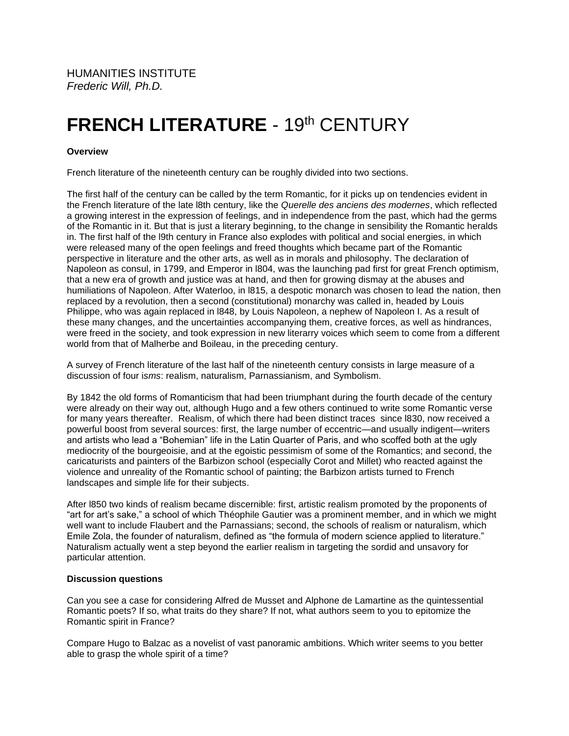HUMANITIES INSTITUTE
*Frederic Will, Ph.D.*

# **FRENCH LITERATURE** - 19th CENTURY

**Overview**

French literature of the nineteenth century can be roughly divided into two sections.

The first half of the century can be called by the term Romantic, for it picks up on tendencies evident in the French literature of the late l8th century, like the *Querelle des anciens des modernes*, which reflected a growing interest in the expression of feelings, and in independence from the past, which had the germs of the Romantic in it. But that is just a literary beginning, to the change in sensibility the Romantic heralds in. The first half of the l9th century in France also explodes with political and social energies, in which were released many of the open feelings and freed thoughts which became part of the Romantic perspective in literature and the other arts, as well as in morals and philosophy. The declaration of Napoleon as consul, in 1799, and Emperor in l804, was the launching pad first for great French optimism, that a new era of growth and justice was at hand, and then for growing dismay at the abuses and humiliations of Napoleon. After Waterloo, in l815, a despotic monarch was chosen to lead the nation, then replaced by a revolution, then a second (constitutional) monarchy was called in, headed by Louis Philippe, who was again replaced in l848, by Louis Napoleon, a nephew of Napoleon I. As a result of these many changes, and the uncertainties accompanying them, creative forces, as well as hindrances, were freed in the society, and took expression in new literarry voices which seem to come from a different world from that of Malherbe and Boileau, in the preceding century.

A survey of French literature of the last half of the nineteenth century consists in large measure of a discussion of four i*sms*: realism, naturalism, Parnassianism, and Symbolism.

By 1842 the old forms of Romanticism that had been triumphant during the fourth decade of the century were already on their way out, although Hugo and a few others continued to write some Romantic verse for many years thereafter. Realism, of which there had been distinct traces since l830, now received a powerful boost from several sources: first, the large number of eccentric—and usually indigent—writers and artists who lead a "Bohemian" life in the Latin Quarter of Paris, and who scoffed both at the ugly mediocrity of the bourgeoisie, and at the egoistic pessimism of some of the Romantics; and second, the caricaturists and painters of the Barbizon school (especially Corot and Millet) who reacted against the violence and unreality of the Romantic school of painting; the Barbizon artists turned to French landscapes and simple life for their subjects.

After l850 two kinds of realism became discernible: first, artistic realism promoted by the proponents of "art for art's sake," a school of which Théophile Gautier was a prominent member, and in which we might well want to include Flaubert and the Parnassians; second, the schools of realism or naturalism, which Emile Zola, the founder of naturalism, defined as "the formula of modern science applied to literature." Naturalism actually went a step beyond the earlier realism in targeting the sordid and unsavory for particular attention.

**Discussion questions**

Can you see a case for considering Alfred de Musset and Alphone de Lamartine as the quintessential Romantic poets? If so, what traits do they share? If not, what authors seem to you to epitomize the Romantic spirit in France?

Compare Hugo to Balzac as a novelist of vast panoramic ambitions. Which writer seems to you better able to grasp the whole spirit of a time?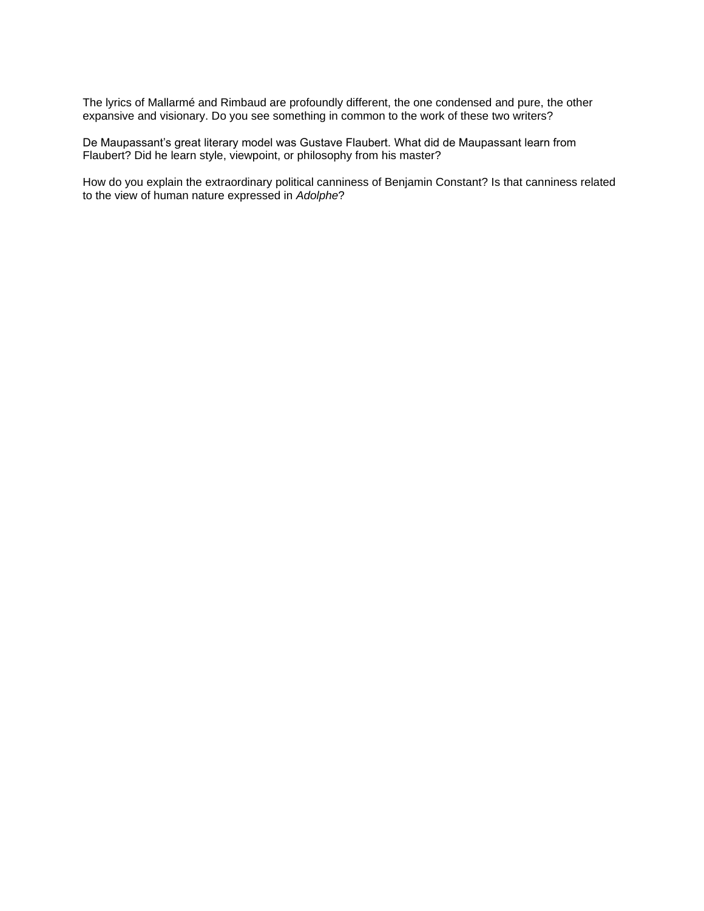The lyrics of Mallarmé and Rimbaud are profoundly different, the one condensed and pure, the other expansive and visionary. Do you see something in common to the work of these two writers?

De Maupassant's great literary model was Gustave Flaubert. What did de Maupassant learn from Flaubert? Did he learn style, viewpoint, or philosophy from his master?

How do you explain the extraordinary political canniness of Benjamin Constant? Is that canniness related to the view of human nature expressed in *Adolphe*?